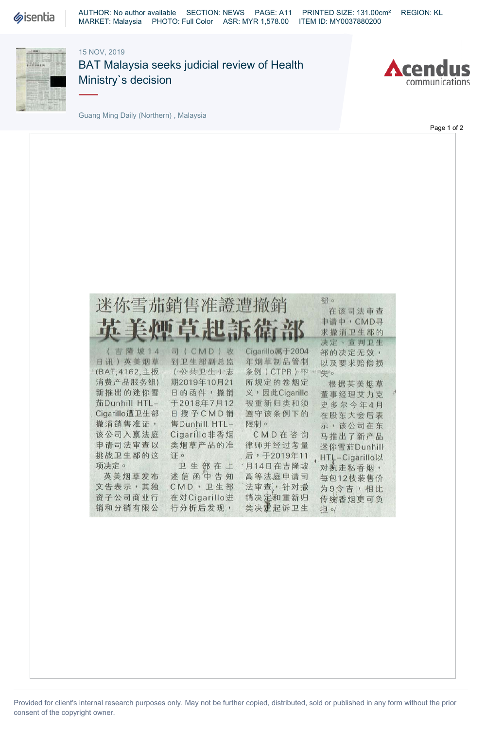15 NOV, 2019

# BAT Malaysia seeks judicial review of Health Ministry`s decision

Guang Ming Daily (Northern) , Malaysia

## 迷你雪茄銷售准證遭撤銷

# 英美煙草起訴衛部

（吉隆坡14日讯）英美烟草(BAT,4162,主板消费产品服务组)新推出的迷你雪茄Dunhill HTL-Cigarillo遭卫生部撤消销售准证，该公司入禀法庭申请司法审查以挑战卫生部的这项决定。

英美烟草发布文告表示，其独资子公司商业行销和分销有限公司（CMD）收到卫生部副总监（公共卫生）志期2019年10月21日的函件，撤销于2018年7月12日授予CMD销售Dunhill HTL-Cigarillo非香烟类烟草产品的准证。

卫生部在上述信函中告知CMD，卫生部在对Cigarillo进行分析后发现，Cigarillo属于2004年烟草制品管制条例（CTPR）下所规定的卷烟定义，因此Cigarillo被重新归类和须遵守该条例下的限制。

CMD在咨询律师并经过考量后，于2019年11月14日在吉隆坡高等法庭申请司法审查，针对撤销决定和重新归类决定起诉卫生部。

在该司法审查申请中，CMD寻求撤消卫生部的决定、宣判卫生部的决定无效，以及要求赔偿损失。

根据英美烟草董事经理艾力克史多尔今年4月在股东大会后表示，该公司在东马推出了新产品迷你雪茄Dunhill HTL-Cigarillo以对抗走私香烟，每包12枝装售价为9令吉，相比传统香烟更可负担。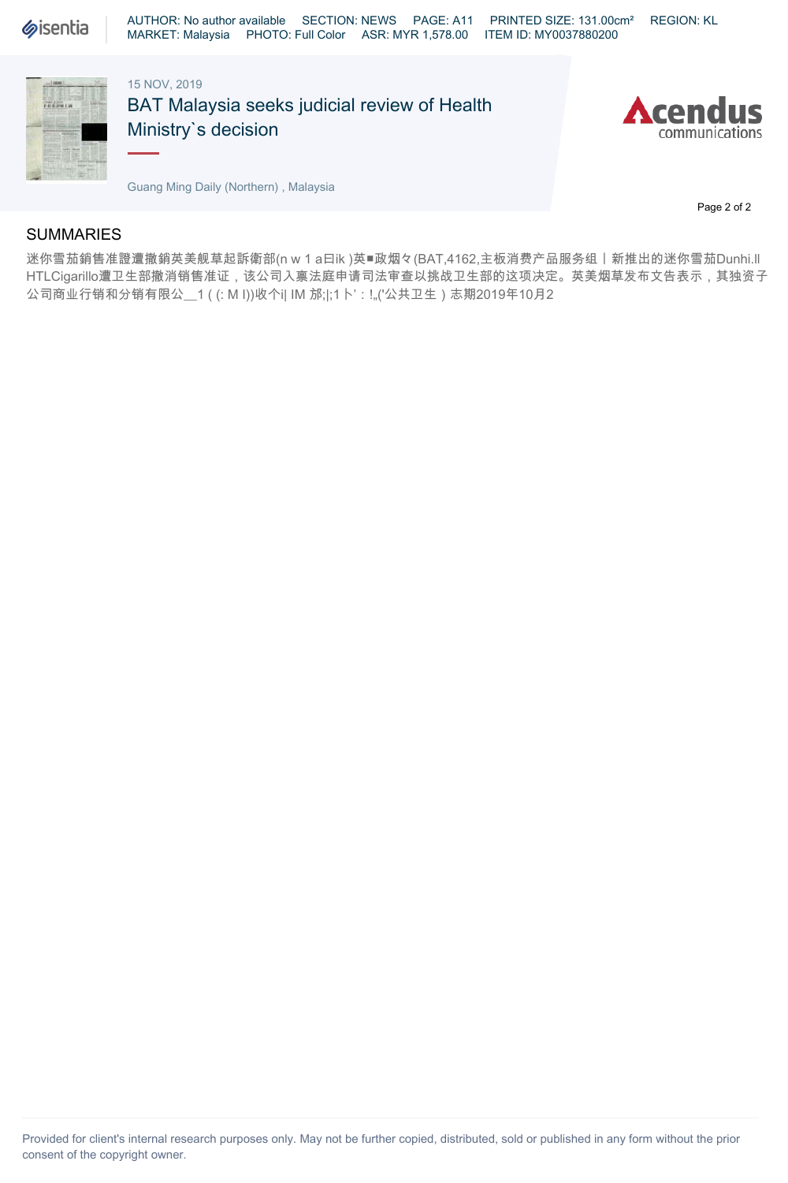15 NOV, 2019

# BAT Malaysia seeks judicial review of Health Ministry`s decision

Guang Ming Daily (Northern) , Malaysia

## SUMMARIES

迷你雪茄銷售准證遭撤銷英美舰草起訴衛部(n w 1 a曰ik )英■政烟々(BAT,4162,主板消费产品服务组丨新推出的迷你雪茄Dunhi.ll HTLCigarillo遭卫生部撤消销售准证，该公司入禀法庭申请司法审查以挑战卫生部的这项决定。英美烟草发布文告表示，其独资子公司商业行销和分销有限公__1 ( (: M I))收个i| IM 邡;|;1卜' : !„('公共卫生）志期2019年10月2

Provided for client's internal research purposes only. May not be further copied, distributed, sold or published in any form without the prior consent of the copyright owner.